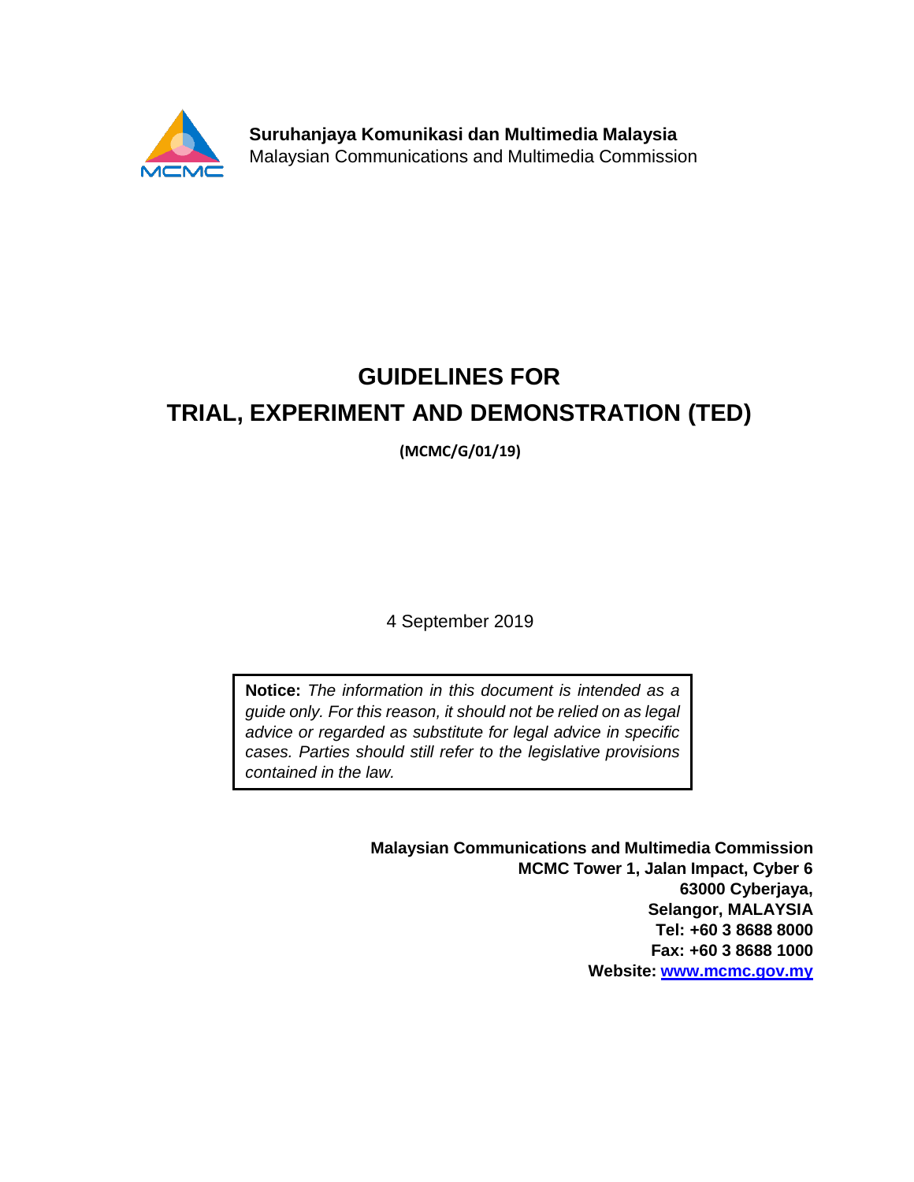**Suruhanjaya Komunikasi dan Multimedia Malaysia**
Malaysian Communications and Multimedia Commission

# GUIDELINES FOR TRIAL, EXPERIMENT AND DEMONSTRATION (TED)

**(MCMC/G/01/19)**

4 September 2019

> **Notice:** *The information in this document is intended as a guide only. For this reason, it should not be relied on as legal advice or regarded as substitute for legal advice in specific cases. Parties should still refer to the legislative provisions contained in the law.*

**Malaysian Communications and Multimedia Commission**
**MCMC Tower 1, Jalan Impact, Cyber 6**
**63000 Cyberjaya,**
**Selangor, MALAYSIA**
**Tel: +60 3 8688 8000**
**Fax: +60 3 8688 1000**
**Website: [www.mcmc.gov.my](http://www.mcmc.gov.my)**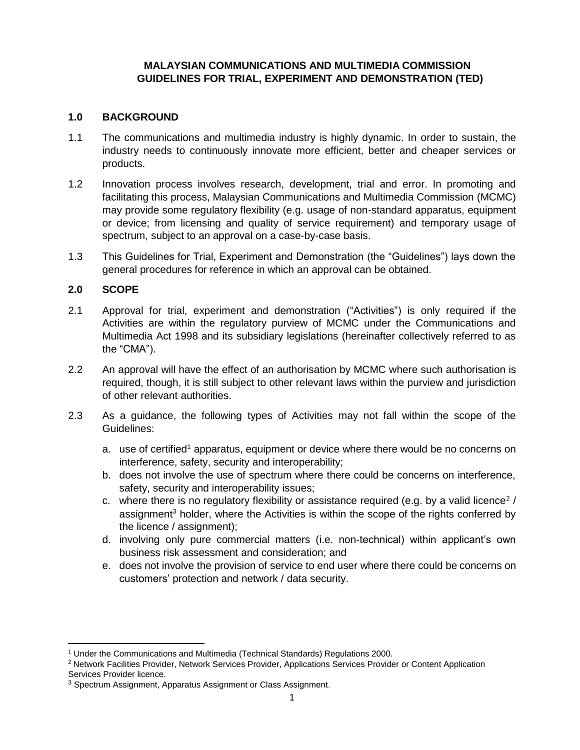**MALAYSIAN COMMUNICATIONS AND MULTIMEDIA COMMISSION**
**GUIDELINES FOR TRIAL, EXPERIMENT AND DEMONSTRATION (TED)**

## 1.0 BACKGROUND

1.1 The communications and multimedia industry is highly dynamic. In order to sustain, the industry needs to continuously innovate more efficient, better and cheaper services or products.

1.2 Innovation process involves research, development, trial and error. In promoting and facilitating this process, Malaysian Communications and Multimedia Commission (MCMC) may provide some regulatory flexibility (e.g. usage of non-standard apparatus, equipment or device; from licensing and quality of service requirement) and temporary usage of spectrum, subject to an approval on a case-by-case basis.

1.3 This Guidelines for Trial, Experiment and Demonstration (the "Guidelines") lays down the general procedures for reference in which an approval can be obtained.

## 2.0 SCOPE

2.1 Approval for trial, experiment and demonstration ("Activities") is only required if the Activities are within the regulatory purview of MCMC under the Communications and Multimedia Act 1998 and its subsidiary legislations (hereinafter collectively referred to as the "CMA").

2.2 An approval will have the effect of an authorisation by MCMC where such authorisation is required, though, it is still subject to other relevant laws within the purview and jurisdiction of other relevant authorities.

2.3 As a guidance, the following types of Activities may not fall within the scope of the Guidelines:

a. use of certified[1] apparatus, equipment or device where there would be no concerns on interference, safety, security and interoperability;
b. does not involve the use of spectrum where there could be concerns on interference, safety, security and interoperability issues;
c. where there is no regulatory flexibility or assistance required (e.g. by a valid licence[2] / assignment[3] holder, where the Activities is within the scope of the rights conferred by the licence / assignment);
d. involving only pure commercial matters (i.e. non-technical) within applicant's own business risk assessment and consideration; and
e. does not involve the provision of service to end user where there could be concerns on customers' protection and network / data security.

---

[1] Under the Communications and Multimedia (Technical Standards) Regulations 2000.

[2] Network Facilities Provider, Network Services Provider, Applications Services Provider or Content Application Services Provider licence.

[3] Spectrum Assignment, Apparatus Assignment or Class Assignment.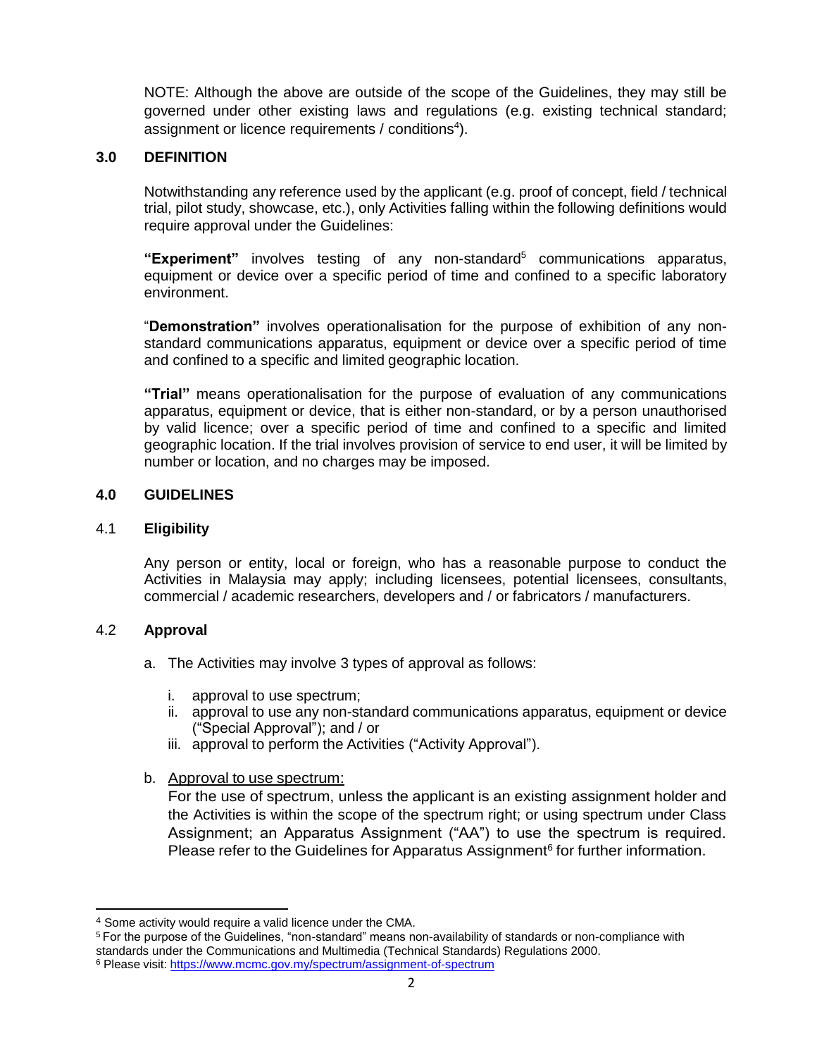NOTE: Although the above are outside of the scope of the Guidelines, they may still be governed under other existing laws and regulations (e.g. existing technical standard; assignment or licence requirements / conditions[4]).

## 3.0 DEFINITION

Notwithstanding any reference used by the applicant (e.g. proof of concept, field / technical trial, pilot study, showcase, etc.), only Activities falling within the following definitions would require approval under the Guidelines:

**"Experiment"** involves testing of any non-standard[5] communications apparatus, equipment or device over a specific period of time and confined to a specific laboratory environment.

"**Demonstration"** involves operationalisation for the purpose of exhibition of any non-standard communications apparatus, equipment or device over a specific period of time and confined to a specific and limited geographic location.

**"Trial"** means operationalisation for the purpose of evaluation of any communications apparatus, equipment or device, that is either non-standard, or by a person unauthorised by valid licence; over a specific period of time and confined to a specific and limited geographic location. If the trial involves provision of service to end user, it will be limited by number or location, and no charges may be imposed.

## 4.0 GUIDELINES

### 4.1 Eligibility

Any person or entity, local or foreign, who has a reasonable purpose to conduct the Activities in Malaysia may apply; including licensees, potential licensees, consultants, commercial / academic researchers, developers and / or fabricators / manufacturers.

### 4.2 Approval

a. The Activities may involve 3 types of approval as follows:

   i. approval to use spectrum;
   ii. approval to use any non-standard communications apparatus, equipment or device ("Special Approval"); and / or
   iii. approval to perform the Activities ("Activity Approval").

b. Approval to use spectrum:
   For the use of spectrum, unless the applicant is an existing assignment holder and the Activities is within the scope of the spectrum right; or using spectrum under Class Assignment; an Apparatus Assignment ("AA") to use the spectrum is required. Please refer to the Guidelines for Apparatus Assignment[6] for further information.

---

[4] Some activity would require a valid licence under the CMA.

[5] For the purpose of the Guidelines, "non-standard" means non-availability of standards or non-compliance with standards under the Communications and Multimedia (Technical Standards) Regulations 2000.

[6] Please visit: https://www.mcmc.gov.my/spectrum/assignment-of-spectrum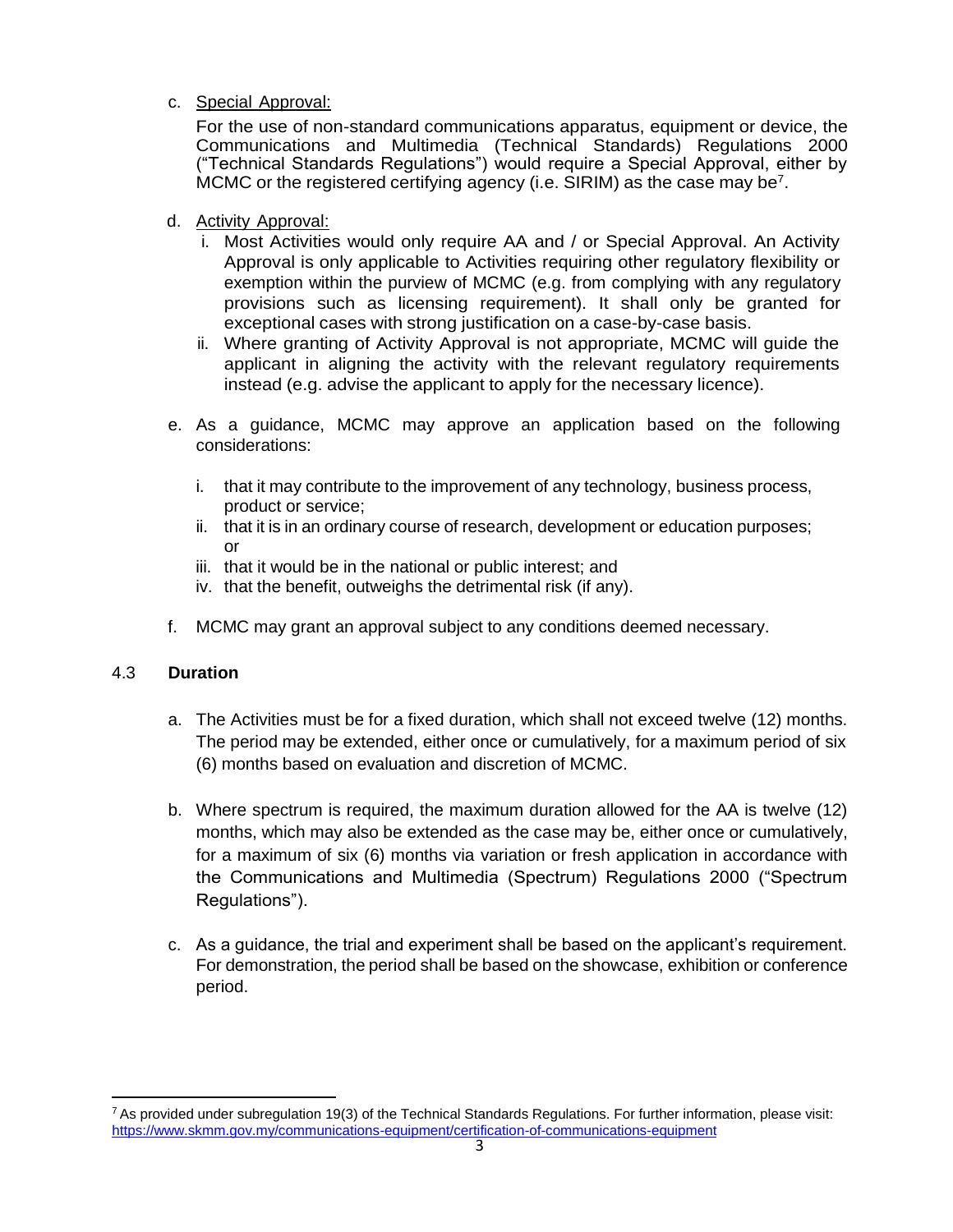c. Special Approval:

   For the use of non-standard communications apparatus, equipment or device, the Communications and Multimedia (Technical Standards) Regulations 2000 ("Technical Standards Regulations") would require a Special Approval, either by MCMC or the registered certifying agency (i.e. SIRIM) as the case may be[7].

d. Activity Approval:

   i. Most Activities would only require AA and / or Special Approval. An Activity Approval is only applicable to Activities requiring other regulatory flexibility or exemption within the purview of MCMC (e.g. from complying with any regulatory provisions such as licensing requirement). It shall only be granted for exceptional cases with strong justification on a case-by-case basis.
   ii. Where granting of Activity Approval is not appropriate, MCMC will guide the applicant in aligning the activity with the relevant regulatory requirements instead (e.g. advise the applicant to apply for the necessary licence).

e. As a guidance, MCMC may approve an application based on the following considerations:

   i. that it may contribute to the improvement of any technology, business process, product or service;
   ii. that it is in an ordinary course of research, development or education purposes; or
   iii. that it would be in the national or public interest; and
   iv. that the benefit, outweighs the detrimental risk (if any).

f. MCMC may grant an approval subject to any conditions deemed necessary.

### 4.3 Duration

a. The Activities must be for a fixed duration, which shall not exceed twelve (12) months. The period may be extended, either once or cumulatively, for a maximum period of six (6) months based on evaluation and discretion of MCMC.

b. Where spectrum is required, the maximum duration allowed for the AA is twelve (12) months, which may also be extended as the case may be, either once or cumulatively, for a maximum of six (6) months via variation or fresh application in accordance with the Communications and Multimedia (Spectrum) Regulations 2000 ("Spectrum Regulations").

c. As a guidance, the trial and experiment shall be based on the applicant's requirement. For demonstration, the period shall be based on the showcase, exhibition or conference period.

---

[7] As provided under subregulation 19(3) of the Technical Standards Regulations. For further information, please visit: https://www.skmm.gov.my/communications-equipment/certification-of-communications-equipment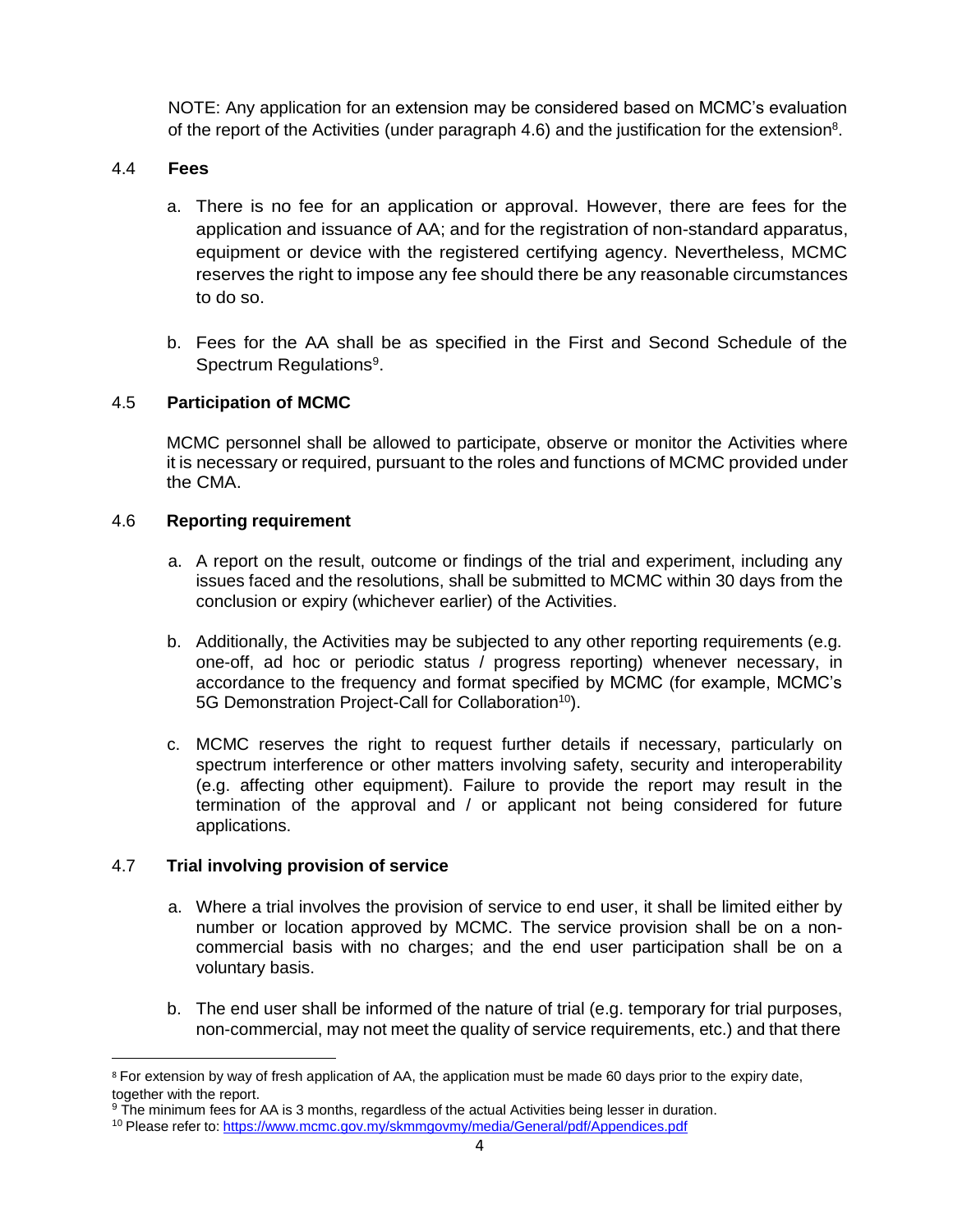NOTE: Any application for an extension may be considered based on MCMC's evaluation of the report of the Activities (under paragraph 4.6) and the justification for the extension[8].

### 4.4 Fees

a. There is no fee for an application or approval. However, there are fees for the application and issuance of AA; and for the registration of non-standard apparatus, equipment or device with the registered certifying agency. Nevertheless, MCMC reserves the right to impose any fee should there be any reasonable circumstances to do so.

b. Fees for the AA shall be as specified in the First and Second Schedule of the Spectrum Regulations[9].

### 4.5 Participation of MCMC

MCMC personnel shall be allowed to participate, observe or monitor the Activities where it is necessary or required, pursuant to the roles and functions of MCMC provided under the CMA.

### 4.6 Reporting requirement

a. A report on the result, outcome or findings of the trial and experiment, including any issues faced and the resolutions, shall be submitted to MCMC within 30 days from the conclusion or expiry (whichever earlier) of the Activities.

b. Additionally, the Activities may be subjected to any other reporting requirements (e.g. one-off, ad hoc or periodic status / progress reporting) whenever necessary, in accordance to the frequency and format specified by MCMC (for example, MCMC's 5G Demonstration Project-Call for Collaboration[10]).

c. MCMC reserves the right to request further details if necessary, particularly on spectrum interference or other matters involving safety, security and interoperability (e.g. affecting other equipment). Failure to provide the report may result in the termination of the approval and / or applicant not being considered for future applications.

### 4.7 Trial involving provision of service

a. Where a trial involves the provision of service to end user, it shall be limited either by number or location approved by MCMC. The service provision shall be on a non-commercial basis with no charges; and the end user participation shall be on a voluntary basis.

b. The end user shall be informed of the nature of trial (e.g. temporary for trial purposes, non-commercial, may not meet the quality of service requirements, etc.) and that there

---

[8] For extension by way of fresh application of AA, the application must be made 60 days prior to the expiry date, together with the report.

[9] The minimum fees for AA is 3 months, regardless of the actual Activities being lesser in duration.

[10] Please refer to: https://www.mcmc.gov.my/skmmgovmy/media/General/pdf/Appendices.pdf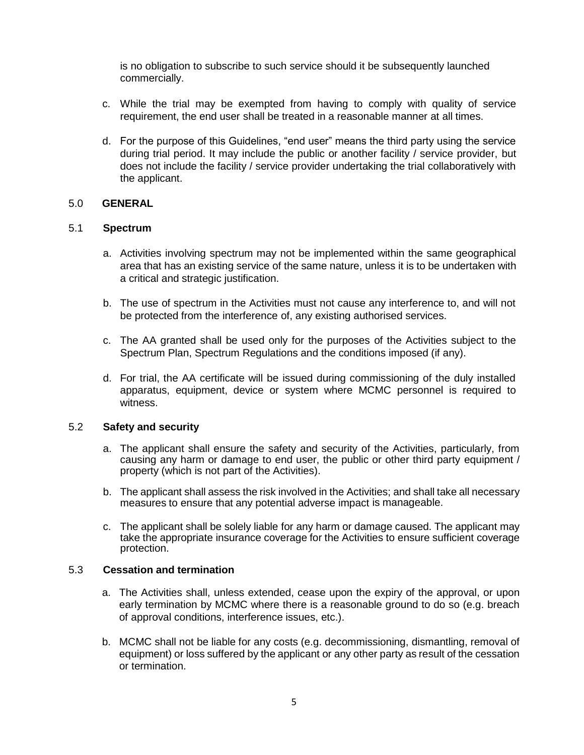is no obligation to subscribe to such service should it be subsequently launched commercially.

c. While the trial may be exempted from having to comply with quality of service requirement, the end user shall be treated in a reasonable manner at all times.

d. For the purpose of this Guidelines, "end user" means the third party using the service during trial period. It may include the public or another facility / service provider, but does not include the facility / service provider undertaking the trial collaboratively with the applicant.

## 5.0 GENERAL

### 5.1 Spectrum

a. Activities involving spectrum may not be implemented within the same geographical area that has an existing service of the same nature, unless it is to be undertaken with a critical and strategic justification.

b. The use of spectrum in the Activities must not cause any interference to, and will not be protected from the interference of, any existing authorised services.

c. The AA granted shall be used only for the purposes of the Activities subject to the Spectrum Plan, Spectrum Regulations and the conditions imposed (if any).

d. For trial, the AA certificate will be issued during commissioning of the duly installed apparatus, equipment, device or system where MCMC personnel is required to witness.

### 5.2 Safety and security

a. The applicant shall ensure the safety and security of the Activities, particularly, from causing any harm or damage to end user, the public or other third party equipment / property (which is not part of the Activities).

b. The applicant shall assess the risk involved in the Activities; and shall take all necessary measures to ensure that any potential adverse impact is manageable.

c. The applicant shall be solely liable for any harm or damage caused. The applicant may take the appropriate insurance coverage for the Activities to ensure sufficient coverage protection.

### 5.3 Cessation and termination

a. The Activities shall, unless extended, cease upon the expiry of the approval, or upon early termination by MCMC where there is a reasonable ground to do so (e.g. breach of approval conditions, interference issues, etc.).

b. MCMC shall not be liable for any costs (e.g. decommissioning, dismantling, removal of equipment) or loss suffered by the applicant or any other party as result of the cessation or termination.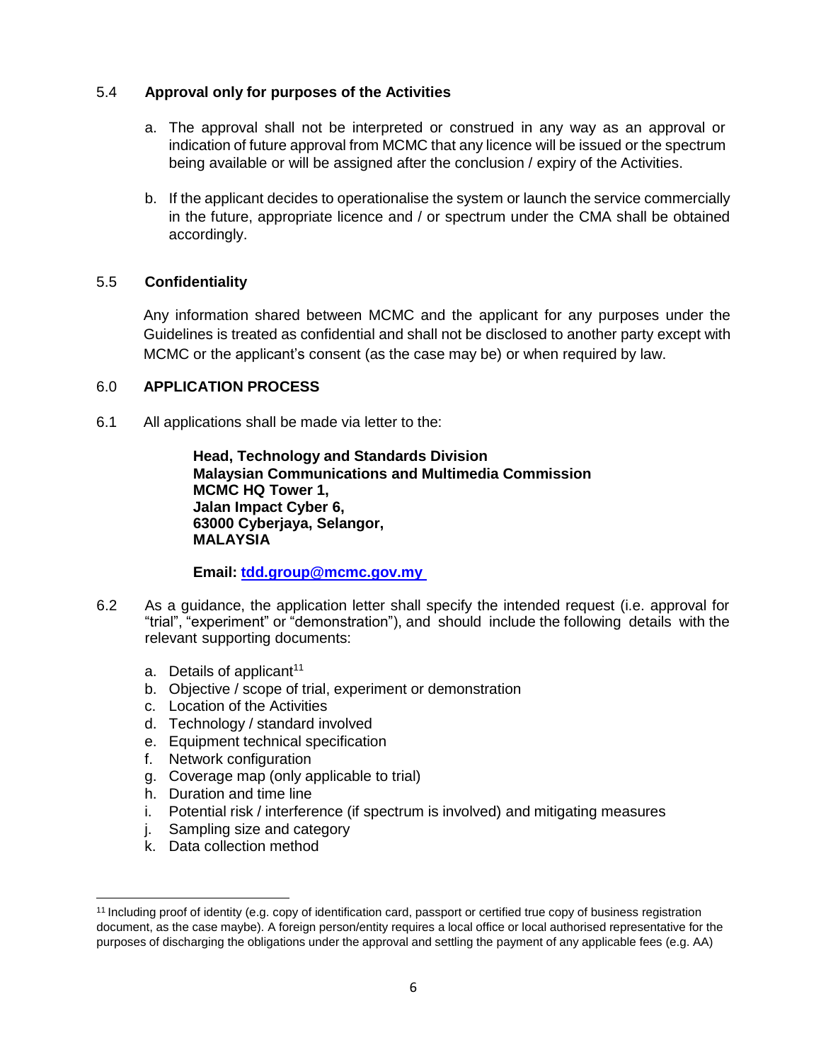### 5.4 Approval only for purposes of the Activities

a. The approval shall not be interpreted or construed in any way as an approval or indication of future approval from MCMC that any licence will be issued or the spectrum being available or will be assigned after the conclusion / expiry of the Activities.

b. If the applicant decides to operationalise the system or launch the service commercially in the future, appropriate licence and / or spectrum under the CMA shall be obtained accordingly.

### 5.5 Confidentiality

Any information shared between MCMC and the applicant for any purposes under the Guidelines is treated as confidential and shall not be disclosed to another party except with MCMC or the applicant's consent (as the case may be) or when required by law.

## 6.0 APPLICATION PROCESS

6.1 All applications shall be made via letter to the:

**Head, Technology and Standards Division**
**Malaysian Communications and Multimedia Commission**
**MCMC HQ Tower 1,**
**Jalan Impact Cyber 6,**
**63000 Cyberjaya, Selangor,**
**MALAYSIA**

**Email: [tdd.group@mcmc.gov.my](mailto:tdd.group@mcmc.gov.my)**

6.2 As a guidance, the application letter shall specify the intended request (i.e. approval for "trial", "experiment" or "demonstration"), and should include the following details with the relevant supporting documents:

a. Details of applicant[11]
b. Objective / scope of trial, experiment or demonstration
c. Location of the Activities
d. Technology / standard involved
e. Equipment technical specification
f. Network configuration
g. Coverage map (only applicable to trial)
h. Duration and time line
i. Potential risk / interference (if spectrum is involved) and mitigating measures
j. Sampling size and category
k. Data collection method

---

[11] Including proof of identity (e.g. copy of identification card, passport or certified true copy of business registration document, as the case maybe). A foreign person/entity requires a local office or local authorised representative for the purposes of discharging the obligations under the approval and settling the payment of any applicable fees (e.g. AA)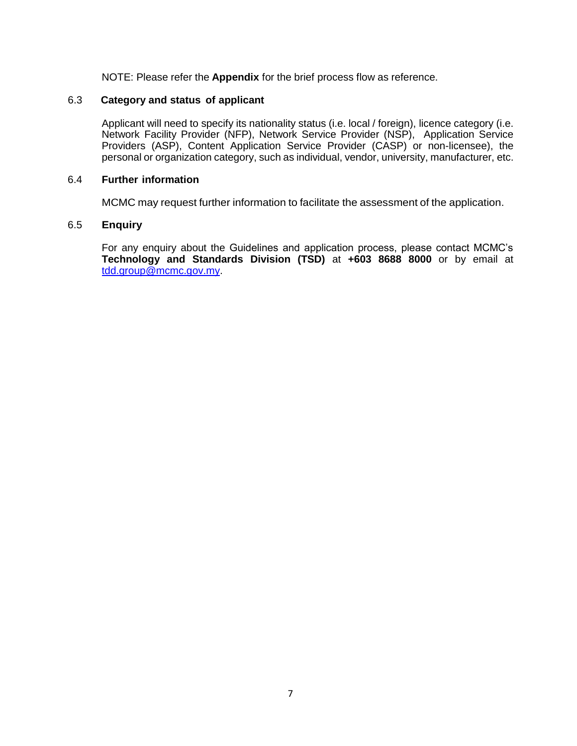NOTE: Please refer the **Appendix** for the brief process flow as reference.

### 6.3 Category and status of applicant

Applicant will need to specify its nationality status (i.e. local / foreign), licence category (i.e. Network Facility Provider (NFP), Network Service Provider (NSP), Application Service Providers (ASP), Content Application Service Provider (CASP) or non-licensee), the personal or organization category, such as individual, vendor, university, manufacturer, etc.

### 6.4 Further information

MCMC may request further information to facilitate the assessment of the application.

### 6.5 Enquiry

For any enquiry about the Guidelines and application process, please contact MCMC's **Technology and Standards Division (TSD)** at **+603 8688 8000** or by email at [tdd.group@mcmc.gov.my](mailto:tdd.group@mcmc.gov.my).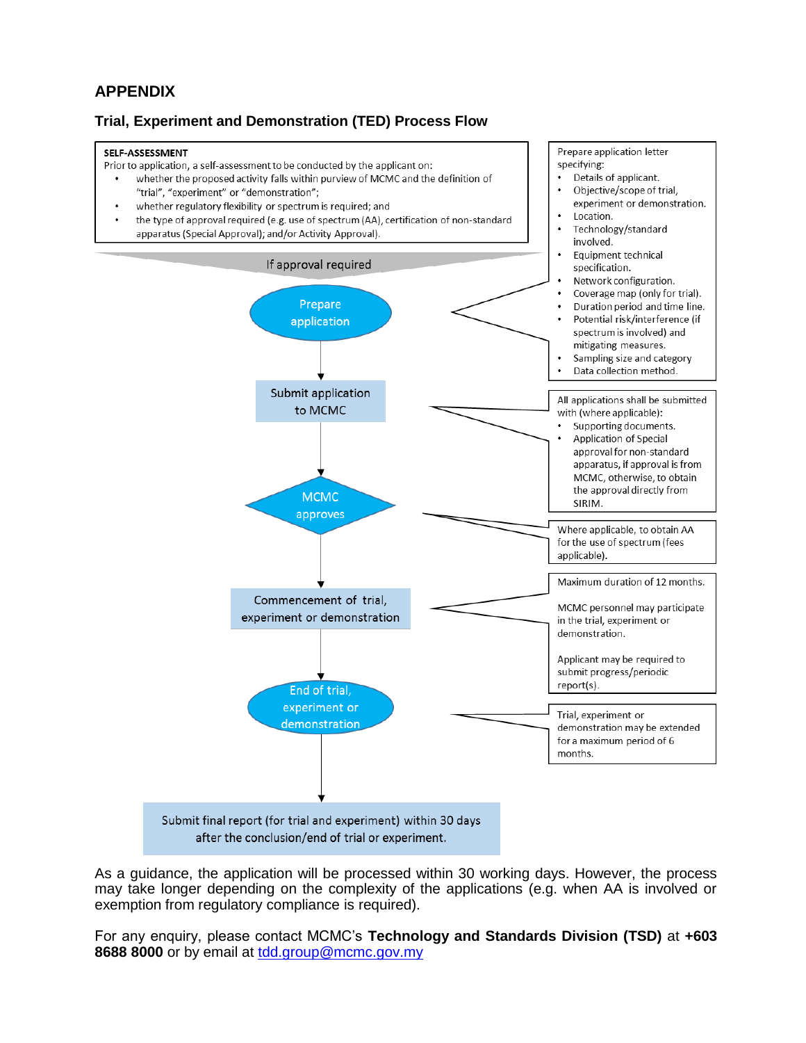## APPENDIX

### Trial, Experiment and Demonstration (TED) Process Flow

**SELF-ASSESSMENT**

Prior to application, a self-assessment to be conducted by the applicant on:

- whether the proposed activity falls within purview of MCMC and the definition of "trial", "experiment" or "demonstration";
- whether regulatory flexibility or spectrum is required; and
- the type of approval required (e.g. use of spectrum (AA), certification of non-standard apparatus (Special Approval); and/or Activity Approval).

If approval required

**Prepare application**

Prepare application letter specifying:

- Details of applicant.
- Objective/scope of trial, experiment or demonstration.
- Location.
- Technology/standard involved.
- Equipment technical specification.
- Network configuration.
- Coverage map (only for trial).
- Duration period and time line.
- Potential risk/interference (if spectrum is involved) and mitigating measures.
- Sampling size and category
- Data collection method.

**Submit application to MCMC**

All applications shall be submitted with (where applicable):

- Supporting documents.
- Application of Special approval for non-standard apparatus, if approval is from MCMC, otherwise, to obtain the approval directly from SIRIM.

**MCMC approves**

Where applicable, to obtain AA for the use of spectrum (fees applicable).

**Commencement of trial, experiment or demonstration**

Maximum duration of 12 months.

MCMC personnel may participate in the trial, experiment or demonstration.

Applicant may be required to submit progress/periodic report(s).

**End of trial, experiment or demonstration**

Trial, experiment or demonstration may be extended for a maximum period of 6 months.

**Submit final report (for trial and experiment) within 30 days after the conclusion/end of trial or experiment.**

As a guidance, the application will be processed within 30 working days. However, the process may take longer depending on the complexity of the applications (e.g. when AA is involved or exemption from regulatory compliance is required).

For any enquiry, please contact MCMC's **Technology and Standards Division (TSD)** at **+603 8688 8000** or by email at tdd.group@mcmc.gov.my